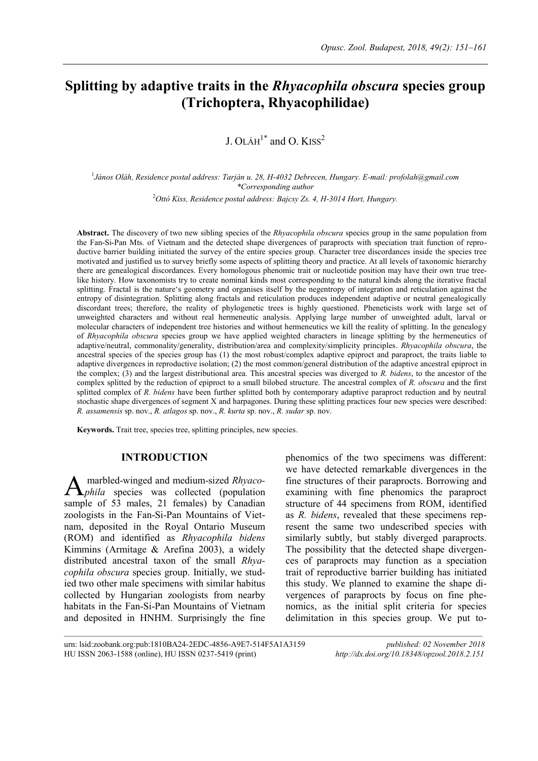# Splitting by adaptive traits in the *Rhyacophila obscura* species group (Trichoptera, Rhyacophilidae)

J. OLÁH[1*] and O. KISS[2]

[1]*János Oláh, Residence postal address: Tarján u. 28, H-4032 Debrecen, Hungary. E-mail: profolah@gmail.com*
*\*Corresponding author*
[2]*Ottó Kiss, Residence postal address: Bajcsy Zs. 4, H-3014 Hort, Hungary.*

**Abstract.** The discovery of two new sibling species of the *Rhyacophila obscura* species group in the same population from the Fan-Si-Pan Mts. of Vietnam and the detected shape divergences of paraprocts with speciation trait function of reproductive barrier building initiated the survey of the entire species group. Character tree discordances inside the species tree motivated and justified us to survey briefly some aspects of splitting theory and practice. At all levels of taxonomic hierarchy there are genealogical discordances. Every homologous phenomic trait or nucleotide position may have their own true tree-like history. How taxonomists try to create nominal kinds most corresponding to the natural kinds along the iterative fractal splitting. Fractal is the nature's geometry and organises itself by the negentropy of integration and reticulation against the entropy of disintegration. Splitting along fractals and reticulation produces independent adaptive or neutral genealogically discordant trees; therefore, the reality of phylogenetic trees is highly questioned. Pheneticists work with large set of unweighted characters and without real hermeneutic analysis. Applying large number of unweighted adult, larval or molecular characters of independent tree histories and without hermeneutics we kill the reality of splitting. In the genealogy of *Rhyacophila obscura* species group we have applied weighted characters in lineage splitting by the hermeneutics of adaptive/neutral, commonality/generality, distribution/area and complexity/simplicity principles. *Rhyacophila obscura*, the ancestral species of the species group has (1) the most robust/complex adaptive epiproct and paraproct, the traits liable to adaptive divergences in reproductive isolation; (2) the most common/general distribution of the adaptive ancestral epiproct in the complex; (3) and the largest distributional area. This ancestral species was diverged to *R. bidens*, to the ancestor of the complex splitted by the reduction of epiproct to a small bilobed structure. The ancestral complex of *R. obscura* and the first splitted complex of *R. bidens* have been further splitted both by contemporary adaptive paraproct reduction and by neutral stochastic shape divergences of segment X and harpagones. During these splitting practices four new species were described: *R. assamensis* sp. nov., *R. atlagos* sp. nov., *R. kurta* sp. nov., *R. sudar* sp. nov.

**Keywords.** Trait tree, species tree, splitting principles, new species.

## INTRODUCTION

A marbled-winged and medium-sized *Rhyacophila* species was collected (population sample of 53 males, 21 females) by Canadian zoologists in the Fan-Si-Pan Mountains of Vietnam, deposited in the Royal Ontario Museum (ROM) and identified as *Rhyacophila bidens* Kimmins (Armitage & Arefina 2003), a widely distributed ancestral taxon of the small *Rhyacophila obscura* species group. Initially, we studied two other male specimens with similar habitus collected by Hungarian zoologists from nearby habitats in the Fan-Si-Pan Mountains of Vietnam and deposited in HNHM. Surprisingly the fine phenomics of the two specimens was different: we have detected remarkable divergences in the fine structures of their paraprocts. Borrowing and examining with fine phenomics the paraproct structure of 44 specimens from ROM, identified as *R. bidens*, revealed that these specimens represent the same two undescribed species with similarly subtly, but stably diverged paraprocts. The possibility that the detected shape divergences of paraprocts may function as a speciation trait of reproductive barrier building has initiated this study. We planned to examine the shape divergences of paraprocts by focus on fine phenomics, as the initial split criteria for species delimitation in this species group. We put to-

urn: lsid:zoobank.org:pub:1810BA24-2EDC-4856-A9E7-514F5A1A3159
HU ISSN 2063-1588 (online), HU ISSN 0237-5419 (print)

*published: 02 November 2018*
*http://dx.doi.org/10.18348/opzool.2018.2.151*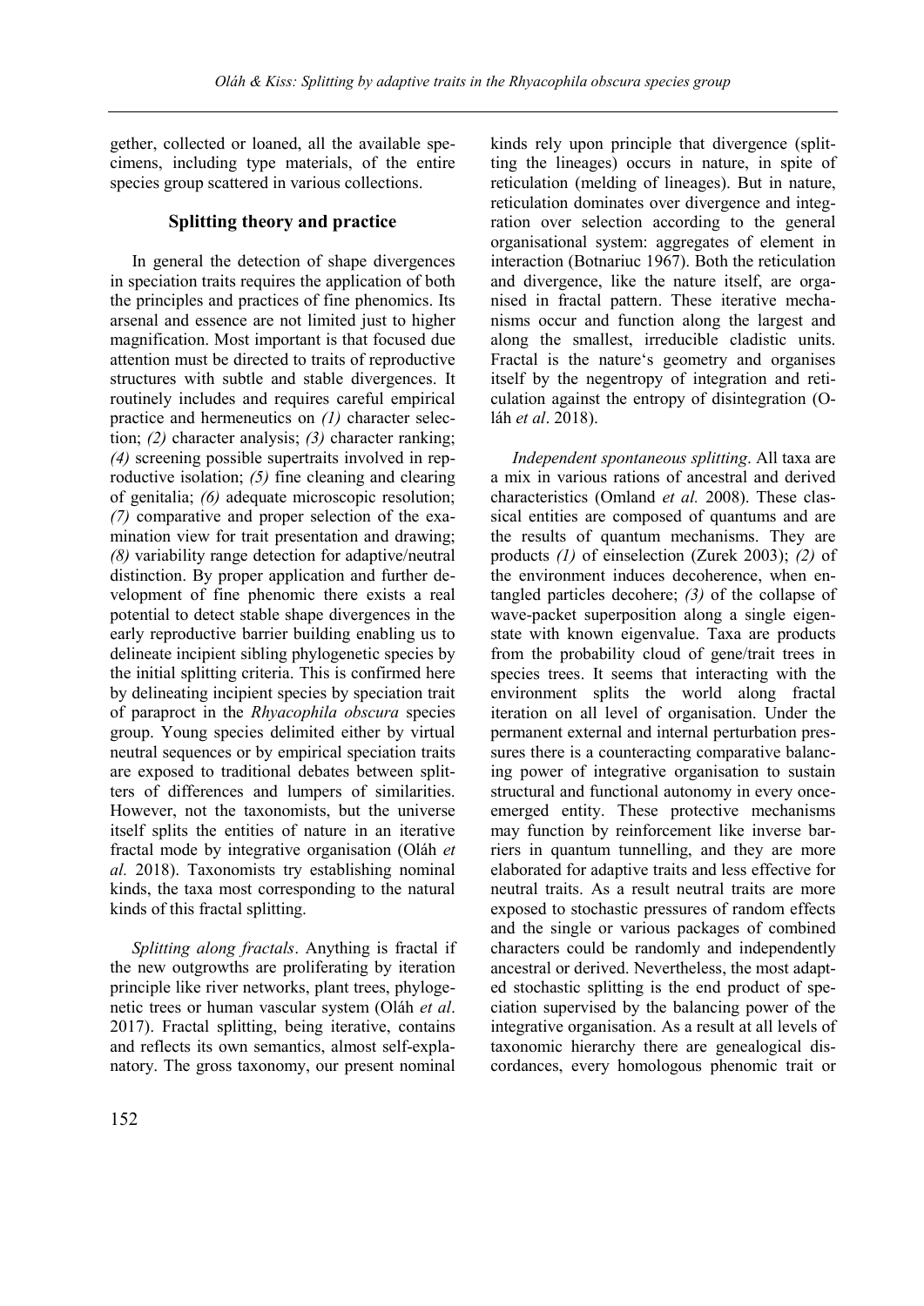gether, collected or loaned, all the available specimens, including type materials, of the entire species group scattered in various collections.

## Splitting theory and practice

In general the detection of shape divergences in speciation traits requires the application of both the principles and practices of fine phenomics. Its arsenal and essence are not limited just to higher magnification. Most important is that focused due attention must be directed to traits of reproductive structures with subtle and stable divergences. It routinely includes and requires careful empirical practice and hermeneutics on *(1)* character selection; *(2)* character analysis; *(3)* character ranking; *(4)* screening possible supertraits involved in reproductive isolation; *(5)* fine cleaning and clearing of genitalia; *(6)* adequate microscopic resolution; *(7)* comparative and proper selection of the examination view for trait presentation and drawing; *(8)* variability range detection for adaptive/neutral distinction. By proper application and further development of fine phenomic there exists a real potential to detect stable shape divergences in the early reproductive barrier building enabling us to delineate incipient sibling phylogenetic species by the initial splitting criteria. This is confirmed here by delineating incipient species by speciation trait of paraproct in the *Rhyacophila obscura* species group. Young species delimited either by virtual neutral sequences or by empirical speciation traits are exposed to traditional debates between splitters of differences and lumpers of similarities. However, not the taxonomists, but the universe itself splits the entities of nature in an iterative fractal mode by integrative organisation (Oláh *et al.* 2018). Taxonomists try establishing nominal kinds, the taxa most corresponding to the natural kinds of this fractal splitting.

*Splitting along fractals*. Anything is fractal if the new outgrowths are proliferating by iteration principle like river networks, plant trees, phylogenetic trees or human vascular system (Oláh *et al*. 2017). Fractal splitting, being iterative, contains and reflects its own semantics, almost self-explanatory. The gross taxonomy, our present nominal kinds rely upon principle that divergence (splitting the lineages) occurs in nature, in spite of reticulation (melding of lineages). But in nature, reticulation dominates over divergence and integration over selection according to the general organisational system: aggregates of element in interaction (Botnariuc 1967). Both the reticulation and divergence, like the nature itself, are organised in fractal pattern. These iterative mechanisms occur and function along the largest and along the smallest, irreducible cladistic units. Fractal is the nature's geometry and organises itself by the negentropy of integration and reticulation against the entropy of disintegration (Oláh *et al*. 2018).

*Independent spontaneous splitting*. All taxa are a mix in various rations of ancestral and derived characteristics (Omland *et al.* 2008). These classical entities are composed of quantums and are the results of quantum mechanisms. They are products *(1)* of einselection (Zurek 2003); *(2)* of the environment induces decoherence, when entangled particles decohere; *(3)* of the collapse of wave-packet superposition along a single eigenstate with known eigenvalue. Taxa are products from the probability cloud of gene/trait trees in species trees. It seems that interacting with the environment splits the world along fractal iteration on all level of organisation. Under the permanent external and internal perturbation pressures there is a counteracting comparative balancing power of integrative organisation to sustain structural and functional autonomy in every once-emerged entity. These protective mechanisms may function by reinforcement like inverse barriers in quantum tunnelling, and they are more elaborated for adaptive traits and less effective for neutral traits. As a result neutral traits are more exposed to stochastic pressures of random effects and the single or various packages of combined characters could be randomly and independently ancestral or derived. Nevertheless, the most adapted stochastic splitting is the end product of speciation supervised by the balancing power of the integrative organisation. As a result at all levels of taxonomic hierarchy there are genealogical discordances, every homologous phenomic trait or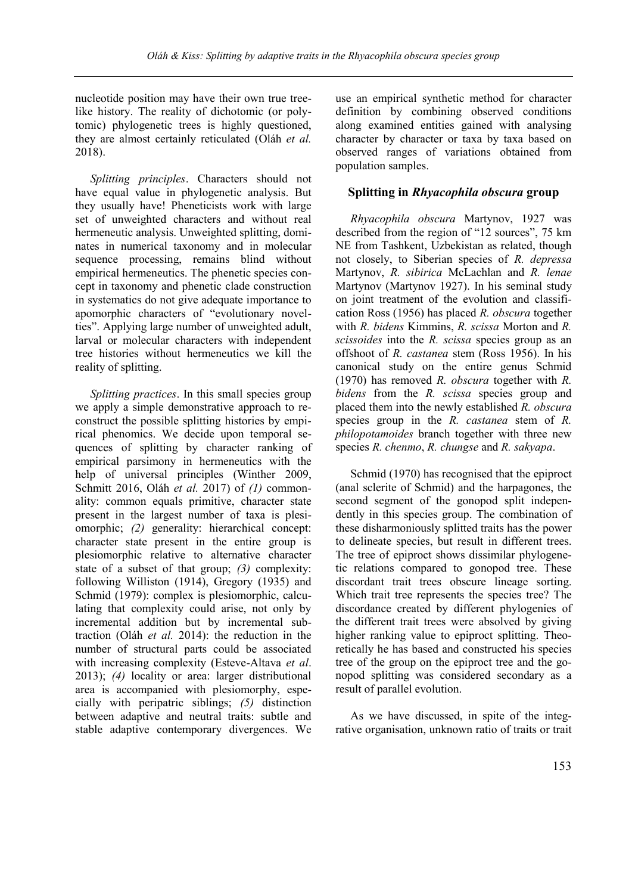nucleotide position may have their own true tree-like history. The reality of dichotomic (or polytomic) phylogenetic trees is highly questioned, they are almost certainly reticulated (Oláh *et al.* 2018).

*Splitting principles*. Characters should not have equal value in phylogenetic analysis. But they usually have! Pheneticists work with large set of unweighted characters and without real hermeneutic analysis. Unweighted splitting, dominates in numerical taxonomy and in molecular sequence processing, remains blind without empirical hermeneutics. The phenetic species concept in taxonomy and phenetic clade construction in systematics do not give adequate importance to apomorphic characters of "evolutionary novelties". Applying large number of unweighted adult, larval or molecular characters with independent tree histories without hermeneutics we kill the reality of splitting.

*Splitting practices*. In this small species group we apply a simple demonstrative approach to reconstruct the possible splitting histories by empirical phenomics. We decide upon temporal sequences of splitting by character ranking of empirical parsimony in hermeneutics with the help of universal principles (Winther 2009, Schmitt 2016, Oláh *et al.* 2017) of *(1)* commonality: common equals primitive, character state present in the largest number of taxa is plesiomorphic; *(2)* generality: hierarchical concept: character state present in the entire group is plesiomorphic relative to alternative character state of a subset of that group; *(3)* complexity: following Williston (1914), Gregory (1935) and Schmid (1979): complex is plesiomorphic, calculating that complexity could arise, not only by incremental addition but by incremental subtraction (Oláh *et al.* 2014): the reduction in the number of structural parts could be associated with increasing complexity (Esteve-Altava *et al*. 2013); *(4)* locality or area: larger distributional area is accompanied with plesiomorphy, especially with peripatric siblings; *(5)* distinction between adaptive and neutral traits: subtle and stable adaptive contemporary divergences. We use an empirical synthetic method for character definition by combining observed conditions along examined entities gained with analysing character by character or taxa by taxa based on observed ranges of variations obtained from population samples.

## Splitting in *Rhyacophila obscura* group

*Rhyacophila obscura* Martynov, 1927 was described from the region of "12 sources", 75 km NE from Tashkent, Uzbekistan as related, though not closely, to Siberian species of *R. depressa* Martynov, *R. sibirica* McLachlan and *R. lenae* Martynov (Martynov 1927). In his seminal study on joint treatment of the evolution and classification Ross (1956) has placed *R. obscura* together with *R. bidens* Kimmins, *R. scissa* Morton and *R. scissoides* into the *R. scissa* species group as an offshoot of *R. castanea* stem (Ross 1956). In his canonical study on the entire genus Schmid (1970) has removed *R. obscura* together with *R. bidens* from the *R. scissa* species group and placed them into the newly established *R. obscura* species group in the *R. castanea* stem of *R. philopotamoides* branch together with three new species *R. chenmo*, *R. chungse* and *R. sakyapa*.

Schmid (1970) has recognised that the epiproct (anal sclerite of Schmid) and the harpagones, the second segment of the gonopod split independently in this species group. The combination of these disharmoniously splitted traits has the power to delineate species, but result in different trees. The tree of epiproct shows dissimilar phylogenetic relations compared to gonopod tree. These discordant trait trees obscure lineage sorting. Which trait tree represents the species tree? The discordance created by different phylogenies of the different trait trees were absolved by giving higher ranking value to epiproct splitting. Theoretically he has based and constructed his species tree of the group on the epiproct tree and the gonopod splitting was considered secondary as a result of parallel evolution.

As we have discussed, in spite of the integrative organisation, unknown ratio of traits or trait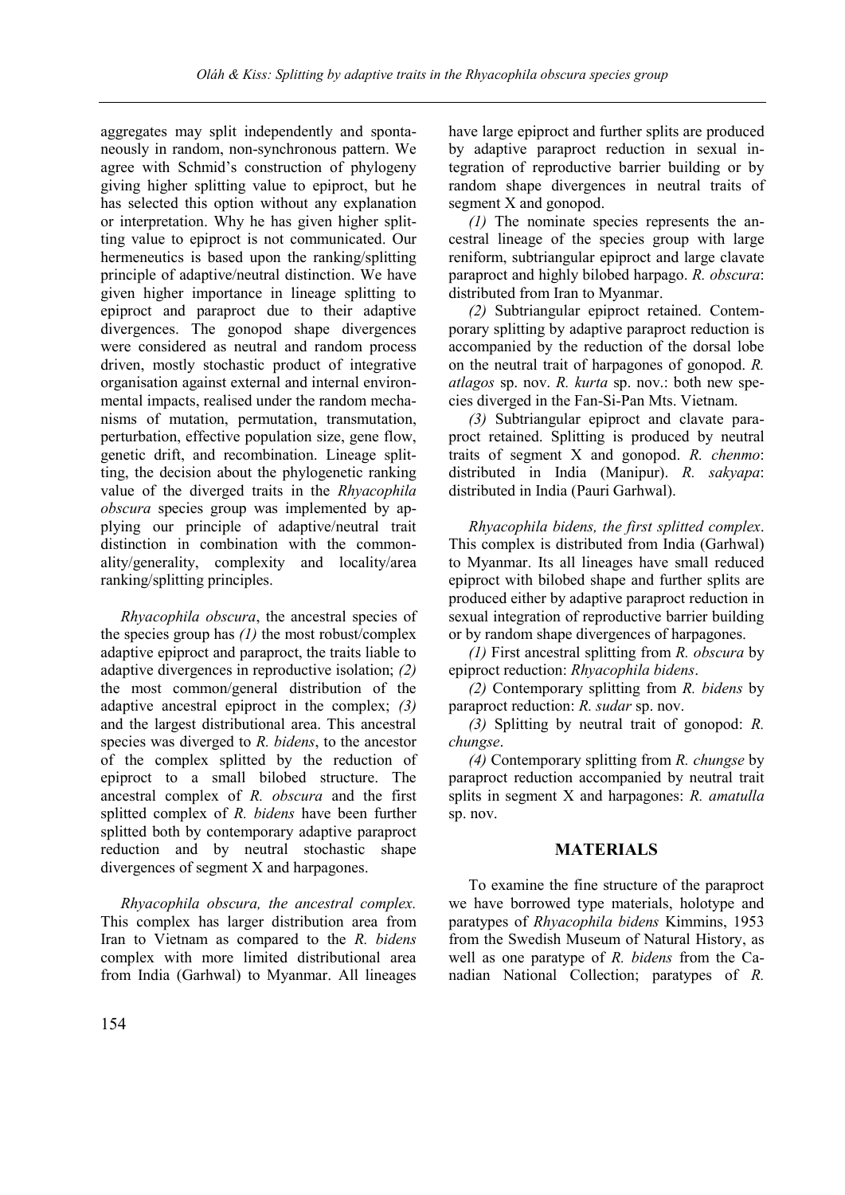aggregates may split independently and spontaneously in random, non-synchronous pattern. We agree with Schmid's construction of phylogeny giving higher splitting value to epiproct, but he has selected this option without any explanation or interpretation. Why he has given higher splitting value to epiproct is not communicated. Our hermeneutics is based upon the ranking/splitting principle of adaptive/neutral distinction. We have given higher importance in lineage splitting to epiproct and paraproct due to their adaptive divergences. The gonopod shape divergences were considered as neutral and random process driven, mostly stochastic product of integrative organisation against external and internal environmental impacts, realised under the random mechanisms of mutation, permutation, transmutation, perturbation, effective population size, gene flow, genetic drift, and recombination. Lineage splitting, the decision about the phylogenetic ranking value of the diverged traits in the *Rhyacophila obscura* species group was implemented by applying our principle of adaptive/neutral trait distinction in combination with the commonality/generality, complexity and locality/area ranking/splitting principles.

*Rhyacophila obscura*, the ancestral species of the species group has *(1)* the most robust/complex adaptive epiproct and paraproct, the traits liable to adaptive divergences in reproductive isolation; *(2)* the most common/general distribution of the adaptive ancestral epiproct in the complex; *(3)* and the largest distributional area. This ancestral species was diverged to *R. bidens*, to the ancestor of the complex splitted by the reduction of epiproct to a small bilobed structure. The ancestral complex of *R. obscura* and the first splitted complex of *R. bidens* have been further splitted both by contemporary adaptive paraproct reduction and by neutral stochastic shape divergences of segment X and harpagones.

*Rhyacophila obscura, the ancestral complex.* This complex has larger distribution area from Iran to Vietnam as compared to the *R. bidens* complex with more limited distributional area from India (Garhwal) to Myanmar. All lineages have large epiproct and further splits are produced by adaptive paraproct reduction in sexual integration of reproductive barrier building or by random shape divergences in neutral traits of segment X and gonopod.

*(1)* The nominate species represents the ancestral lineage of the species group with large reniform, subtriangular epiproct and large clavate paraproct and highly bilobed harpago. *R. obscura*: distributed from Iran to Myanmar.

*(2)* Subtriangular epiproct retained. Contemporary splitting by adaptive paraproct reduction is accompanied by the reduction of the dorsal lobe on the neutral trait of harpagones of gonopod. *R. atlagos* sp. nov. *R. kurta* sp. nov.: both new species diverged in the Fan-Si-Pan Mts. Vietnam.

*(3)* Subtriangular epiproct and clavate paraproct retained. Splitting is produced by neutral traits of segment X and gonopod. *R. chenmo*: distributed in India (Manipur). *R. sakyapa*: distributed in India (Pauri Garhwal).

*Rhyacophila bidens, the first splitted complex*. This complex is distributed from India (Garhwal) to Myanmar. Its all lineages have small reduced epiproct with bilobed shape and further splits are produced either by adaptive paraproct reduction in sexual integration of reproductive barrier building or by random shape divergences of harpagones.

*(1)* First ancestral splitting from *R. obscura* by epiproct reduction: *Rhyacophila bidens*.

*(2)* Contemporary splitting from *R. bidens* by paraproct reduction: *R. sudar* sp. nov.

*(3)* Splitting by neutral trait of gonopod: *R. chungse*.

*(4)* Contemporary splitting from *R. chungse* by paraproct reduction accompanied by neutral trait splits in segment X and harpagones: *R. amatulla* sp. nov.

## MATERIALS

To examine the fine structure of the paraproct we have borrowed type materials, holotype and paratypes of *Rhyacophila bidens* Kimmins, 1953 from the Swedish Museum of Natural History, as well as one paratype of *R. bidens* from the Canadian National Collection; paratypes of *R.*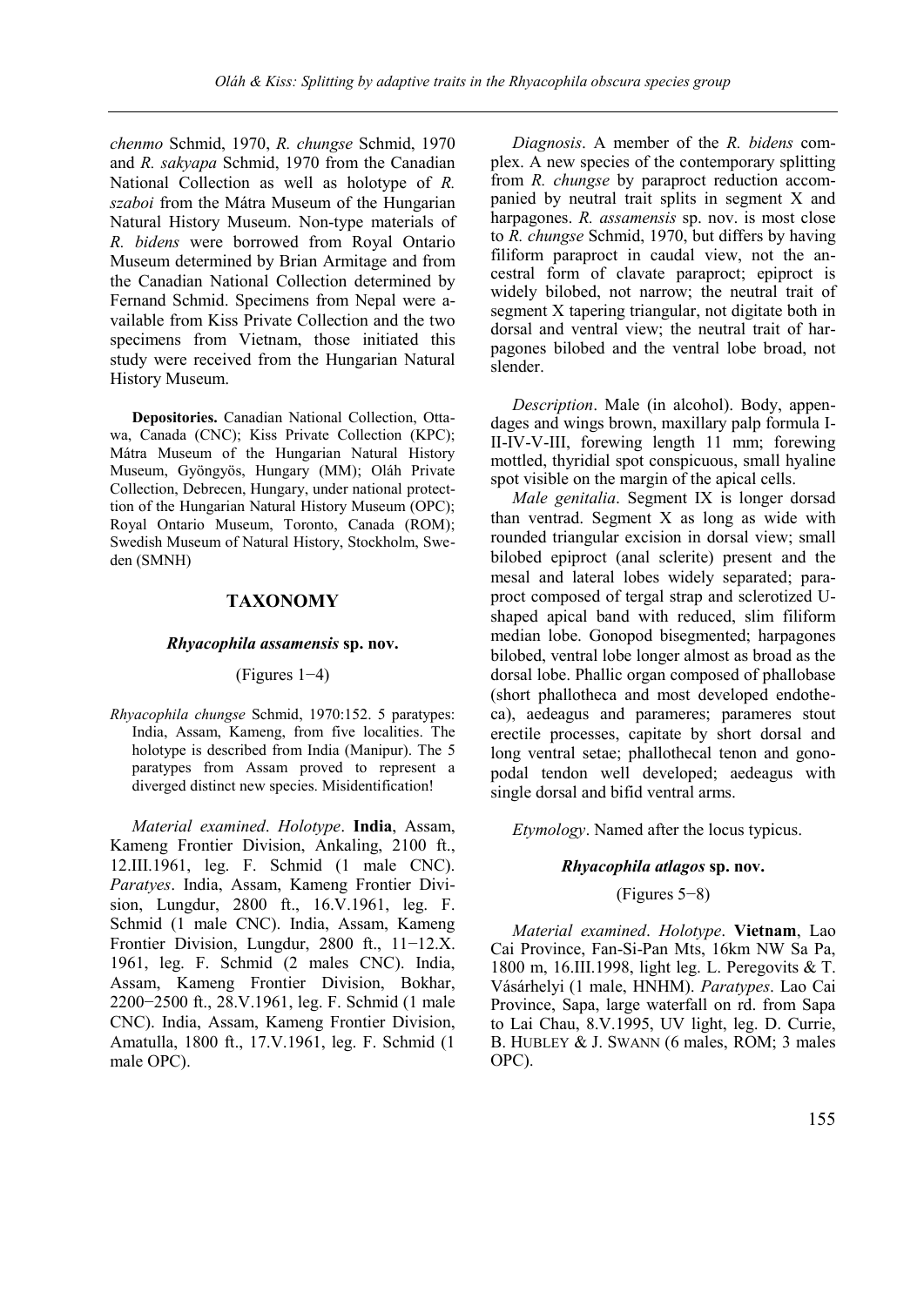*chenmo* Schmid, 1970, *R. chungse* Schmid, 1970 and *R. sakyapa* Schmid, 1970 from the Canadian National Collection as well as holotype of *R. szaboi* from the Mátra Museum of the Hungarian Natural History Museum. Non-type materials of *R. bidens* were borrowed from Royal Ontario Museum determined by Brian Armitage and from the Canadian National Collection determined by Fernand Schmid. Specimens from Nepal were available from Kiss Private Collection and the two specimens from Vietnam, those initiated this study were received from the Hungarian Natural History Museum.

**Depositories.** Canadian National Collection, Ottawa, Canada (CNC); Kiss Private Collection (KPC); Mátra Museum of the Hungarian Natural History Museum, Gyöngyös, Hungary (MM); Oláh Private Collection, Debrecen, Hungary, under national protecttion of the Hungarian Natural History Museum (OPC); Royal Ontario Museum, Toronto, Canada (ROM); Swedish Museum of Natural History, Stockholm, Sweden (SMNH)

## TAXONOMY

### *Rhyacophila assamensis* sp. nov.

(Figures 1−4)

*Rhyacophila chungse* Schmid, 1970:152. 5 paratypes: India, Assam, Kameng, from five localities. The holotype is described from India (Manipur). The 5 paratypes from Assam proved to represent a diverged distinct new species. Misidentification!

*Material examined*. *Holotype*. **India**, Assam, Kameng Frontier Division, Ankaling, 2100 ft., 12.III.1961, leg. F. Schmid (1 male CNC). *Paratyes*. India, Assam, Kameng Frontier Division, Lungdur, 2800 ft., 16.V.1961, leg. F. Schmid (1 male CNC). India, Assam, Kameng Frontier Division, Lungdur, 2800 ft., 11−12.X. 1961, leg. F. Schmid (2 males CNC). India, Assam, Kameng Frontier Division, Bokhar, 2200−2500 ft., 28.V.1961, leg. F. Schmid (1 male CNC). India, Assam, Kameng Frontier Division, Amatulla, 1800 ft., 17.V.1961, leg. F. Schmid (1 male OPC).

*Diagnosis*. A member of the *R. bidens* complex. A new species of the contemporary splitting from *R. chungse* by paraproct reduction accompanied by neutral trait splits in segment X and harpagones. *R. assamensis* sp. nov. is most close to *R. chungse* Schmid, 1970, but differs by having filiform paraproct in caudal view, not the ancestral form of clavate paraproct; epiproct is widely bilobed, not narrow; the neutral trait of segment X tapering triangular, not digitate both in dorsal and ventral view; the neutral trait of harpagones bilobed and the ventral lobe broad, not slender.

*Description*. Male (in alcohol). Body, appendages and wings brown, maxillary palp formula I-II-IV-V-III, forewing length 11 mm; forewing mottled, thyridial spot conspicuous, small hyaline spot visible on the margin of the apical cells.

*Male genitalia*. Segment IX is longer dorsad than ventrad. Segment X as long as wide with rounded triangular excision in dorsal view; small bilobed epiproct (anal sclerite) present and the mesal and lateral lobes widely separated; paraproct composed of tergal strap and sclerotized U-shaped apical band with reduced, slim filiform median lobe. Gonopod bisegmented; harpagones bilobed, ventral lobe longer almost as broad as the dorsal lobe. Phallic organ composed of phallobase (short phallotheca and most developed endotheca), aedeagus and parameres; parameres stout erectile processes, capitate by short dorsal and long ventral setae; phallothecal tenon and gonopodal tendon well developed; aedeagus with single dorsal and bifid ventral arms.

*Etymology*. Named after the locus typicus.

### *Rhyacophila atlagos* sp. nov.

(Figures 5−8)

*Material examined*. *Holotype*. **Vietnam**, Lao Cai Province, Fan-Si-Pan Mts, 16km NW Sa Pa, 1800 m, 16.III.1998, light leg. L. Peregovits & T. Vásárhelyi (1 male, HNHM). *Paratypes*. Lao Cai Province, Sapa, large waterfall on rd. from Sapa to Lai Chau, 8.V.1995, UV light, leg. D. Currie, B. HUBLEY & J. SWANN (6 males, ROM; 3 males OPC).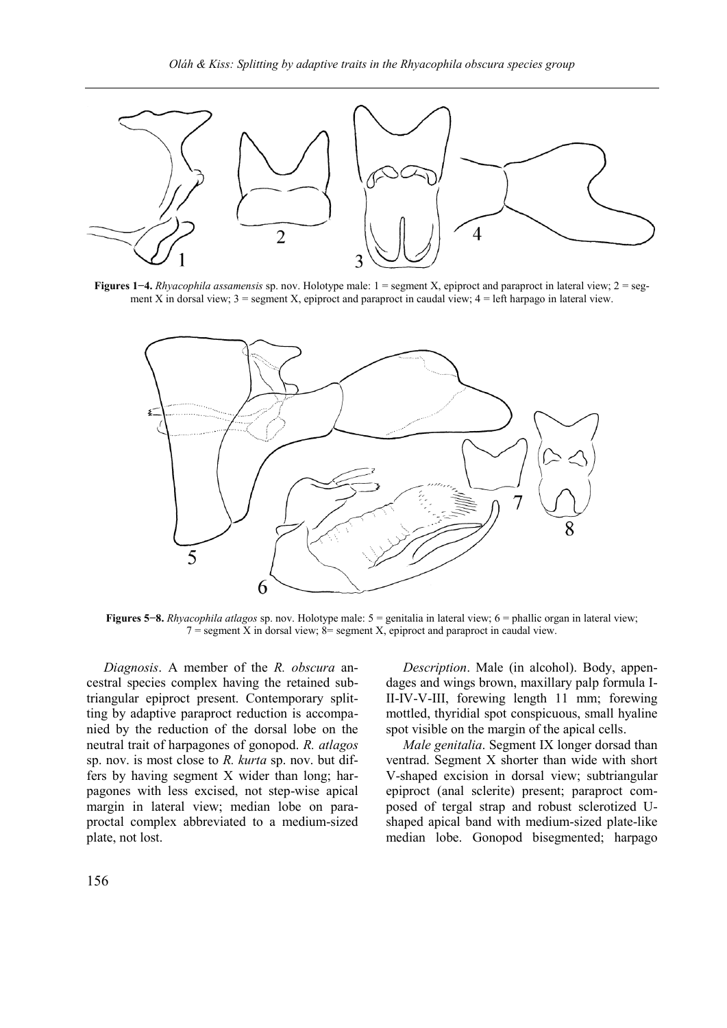**Figures 1−4.** *Rhyacophila assamensis* sp. nov. Holotype male: 1 = segment X, epiproct and paraproct in lateral view; 2 = segment X in dorsal view; 3 = segment X, epiproct and paraproct in caudal view; 4 = left harpago in lateral view.

**Figures 5−8.** *Rhyacophila atlagos* sp. nov. Holotype male: 5 = genitalia in lateral view; 6 = phallic organ in lateral view; 7 = segment X in dorsal view; 8= segment X, epiproct and paraproct in caudal view.

*Diagnosis*. A member of the *R. obscura* ancestral species complex having the retained subtriangular epiproct present. Contemporary splitting by adaptive paraproct reduction is accompanied by the reduction of the dorsal lobe on the neutral trait of harpagones of gonopod. *R. atlagos* sp. nov. is most close to *R. kurta* sp. nov. but differs by having segment X wider than long; harpagones with less excised, not step-wise apical margin in lateral view; median lobe on paraproctal complex abbreviated to a medium-sized plate, not lost.

*Description*. Male (in alcohol). Body, appendages and wings brown, maxillary palp formula I-II-IV-V-III, forewing length 11 mm; forewing mottled, thyridial spot conspicuous, small hyaline spot visible on the margin of the apical cells.

*Male genitalia*. Segment IX longer dorsad than ventrad. Segment X shorter than wide with short V-shaped excision in dorsal view; subtriangular epiproct (anal sclerite) present; paraproct composed of tergal strap and robust sclerotized U-shaped apical band with medium-sized plate-like median lobe. Gonopod bisegmented; harpago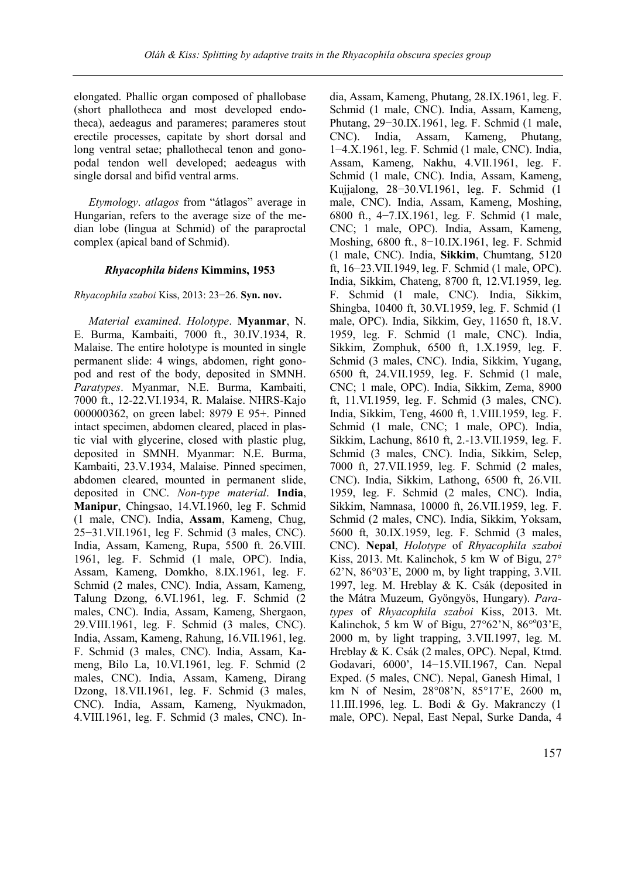elongated. Phallic organ composed of phallobase (short phallotheca and most developed endotheca), aedeagus and parameres; parameres stout erectile processes, capitate by short dorsal and long ventral setae; phallothecal tenon and gonopodal tendon well developed; aedeagus with single dorsal and bifid ventral arms.

*Etymology*. *atlagos* from "átlagos" average in Hungarian, refers to the average size of the median lobe (lingua at Schmid) of the paraproctal complex (apical band of Schmid).

### *Rhyacophila bidens* Kimmins, 1953

*Rhyacophila szaboi* Kiss, 2013: 23−26. **Syn. nov.**

*Material examined*. *Holotype*. **Myanmar**, N. E. Burma, Kambaiti, 7000 ft., 30.IV.1934, R. Malaise. The entire holotype is mounted in single permanent slide: 4 wings, abdomen, right gonopod and rest of the body, deposited in SMNH. *Paratypes*. Myanmar, N.E. Burma, Kambaiti, 7000 ft., 12-22.VI.1934, R. Malaise. NHRS-Kajo 000000362, on green label: 8979 E 95+. Pinned intact specimen, abdomen cleared, placed in plastic vial with glycerine, closed with plastic plug, deposited in SMNH. Myanmar: N.E. Burma, Kambaiti, 23.V.1934, Malaise. Pinned specimen, abdomen cleared, mounted in permanent slide, deposited in CNC. *Non-type material*. **India**, **Manipur**, Chingsao, 14.VI.1960, leg F. Schmid (1 male, CNC). India, **Assam**, Kameng, Chug, 25−31.VII.1961, leg F. Schmid (3 males, CNC). India, Assam, Kameng, Rupa, 5500 ft. 26.VIII. 1961, leg. F. Schmid (1 male, OPC). India, Assam, Kameng, Domkho, 8.IX.1961, leg. F. Schmid (2 males, CNC). India, Assam, Kameng, Talung Dzong, 6.VI.1961, leg. F. Schmid (2 males, CNC). India, Assam, Kameng, Shergaon, 29.VIII.1961, leg. F. Schmid (3 males, CNC). India, Assam, Kameng, Rahung, 16.VII.1961, leg. F. Schmid (3 males, CNC). India, Assam, Kameng, Bilo La, 10.VI.1961, leg. F. Schmid (2 males, CNC). India, Assam, Kameng, Dirang Dzong, 18.VII.1961, leg. F. Schmid (3 males, CNC). India, Assam, Kameng, Nyukmadon, 4.VIII.1961, leg. F. Schmid (3 males, CNC). India, Assam, Kameng, Phutang, 28.IX.1961, leg. F. Schmid (1 male, CNC). India, Assam, Kameng, Phutang, 29−30.IX.1961, leg. F. Schmid (1 male, CNC). India, Assam, Kameng, Phutang, 1−4.X.1961, leg. F. Schmid (1 male, CNC). India, Assam, Kameng, Nakhu, 4.VII.1961, leg. F. Schmid (1 male, CNC). India, Assam, Kameng, Kujjalong, 28−30.VI.1961, leg. F. Schmid (1 male, CNC). India, Assam, Kameng, Moshing, 6800 ft., 4−7.IX.1961, leg. F. Schmid (1 male, CNC; 1 male, OPC). India, Assam, Kameng, Moshing, 6800 ft., 8−10.IX.1961, leg. F. Schmid (1 male, CNC). India, **Sikkim**, Chumtang, 5120 ft, 16−23.VII.1949, leg. F. Schmid (1 male, OPC). India, Sikkim, Chateng, 8700 ft, 12.VI.1959, leg. F. Schmid (1 male, CNC). India, Sikkim, Shingba, 10400 ft, 30.VI.1959, leg. F. Schmid (1 male, OPC). India, Sikkim, Gey, 11650 ft, 18.V. 1959, leg. F. Schmid (1 male, CNC). India, Sikkim, Zomphuk, 6500 ft, 1.X.1959, leg. F. Schmid (3 males, CNC). India, Sikkim, Yugang, 6500 ft, 24.VII.1959, leg. F. Schmid (1 male, CNC; 1 male, OPC). India, Sikkim, Zema, 8900 ft, 11.VI.1959, leg. F. Schmid (3 males, CNC). India, Sikkim, Teng, 4600 ft, 1.VIII.1959, leg. F. Schmid (1 male, CNC; 1 male, OPC). India, Sikkim, Lachung, 8610 ft, 2.-13.VII.1959, leg. F. Schmid (3 males, CNC). India, Sikkim, Selep, 7000 ft, 27.VII.1959, leg. F. Schmid (2 males, CNC). India, Sikkim, Lathong, 6500 ft, 26.VII. 1959, leg. F. Schmid (2 males, CNC). India, Sikkim, Namnasa, 10000 ft, 26.VII.1959, leg. F. Schmid (2 males, CNC). India, Sikkim, Yoksam, 5600 ft, 30.IX.1959, leg. F. Schmid (3 males, CNC). **Nepal**, *Holotype* of *Rhyacophila szaboi* Kiss, 2013. Mt. Kalinchok, 5 km W of Bigu, 27° 62'N, 86°03'E, 2000 m, by light trapping, 3.VII. 1997, leg. M. Hreblay & K. Csák (deposited in the Mátra Muzeum, Gyöngyös, Hungary). *Paratypes* of *Rhyacophila szaboi* Kiss, 2013. Mt. Kalinchok, 5 km W of Bigu, 27°62'N, 86°°03'E, 2000 m, by light trapping, 3.VII.1997, leg. M. Hreblay & K. Csák (2 males, OPC). Nepal, Ktmd. Godavari, 6000', 14−15.VII.1967, Can. Nepal Exped. (5 males, CNC). Nepal, Ganesh Himal, 1 km N of Nesim, 28°08'N, 85°17'E, 2600 m, 11.III.1996, leg. L. Bodi & Gy. Makranczy (1 male, OPC). Nepal, East Nepal, Surke Danda, 4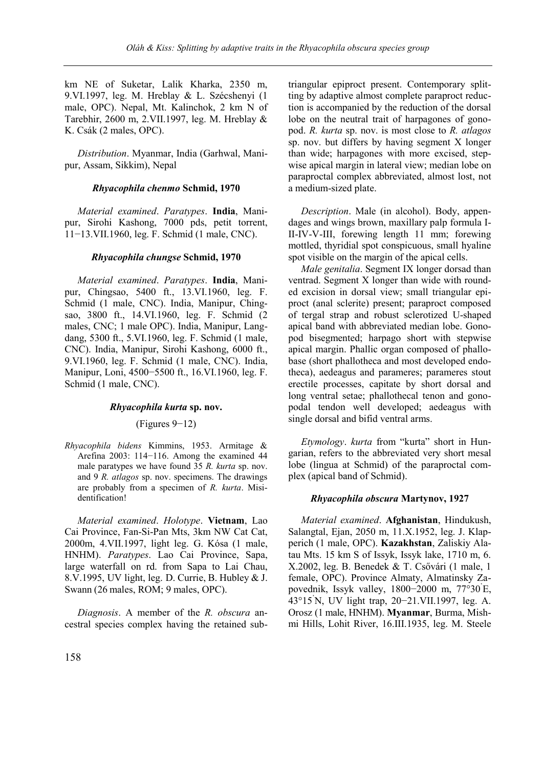km NE of Suketar, Lalik Kharka, 2350 m, 9.VI.1997, leg. M. Hreblay & L. Szécshenyi (1 male, OPC). Nepal, Mt. Kalinchok, 2 km N of Tarebhir, 2600 m, 2.VII.1997, leg. M. Hreblay & K. Csák (2 males, OPC).

*Distribution*. Myanmar, India (Garhwal, Manipur, Assam, Sikkim), Nepal

### *Rhyacophila chenmo* Schmid, 1970

*Material examined*. *Paratypes*. **India**, Manipur, Sirohi Kashong, 7000 pds, petit torrent, 11−13.VII.1960, leg. F. Schmid (1 male, CNC).

### *Rhyacophila chungse* Schmid, 1970

*Material examined*. *Paratypes*. **India**, Manipur, Chingsao, 5400 ft., 13.VI.1960, leg. F. Schmid (1 male, CNC). India, Manipur, Chingsao, 3800 ft., 14.VI.1960, leg. F. Schmid (2 males, CNC; 1 male OPC). India, Manipur, Langdang, 5300 ft., 5.VI.1960, leg. F. Schmid (1 male, CNC). India, Manipur, Sirohi Kashong, 6000 ft., 9.VI.1960, leg. F. Schmid (1 male, CNC). India, Manipur, Loni, 4500−5500 ft., 16.VI.1960, leg. F. Schmid (1 male, CNC).

### *Rhyacophila kurta* sp. nov.

(Figures 9−12)

*Rhyacophila bidens* Kimmins, 1953. Armitage & Arefina 2003: 114−116. Among the examined 44 male paratypes we have found 35 *R. kurta* sp. nov. and 9 *R. atlagos* sp. nov. specimens. The drawings are probably from a specimen of *R. kurta*. Misidentification!

*Material examined*. *Holotype*. **Vietnam**, Lao Cai Province, Fan-Si-Pan Mts, 3km NW Cat Cat, 2000m, 4.VII.1997, light leg. G. Kósa (1 male, HNHM). *Paratypes*. Lao Cai Province, Sapa, large waterfall on rd. from Sapa to Lai Chau, 8.V.1995, UV light, leg. D. Currie, B. Hubley & J. Swann (26 males, ROM; 9 males, OPC).

*Diagnosis*. A member of the *R. obscura* ancestral species complex having the retained subtriangular epiproct present. Contemporary splitting by adaptive almost complete paraproct reduction is accompanied by the reduction of the dorsal lobe on the neutral trait of harpagones of gonopod. *R. kurta* sp. nov. is most close to *R. atlagos* sp. nov. but differs by having segment X longer than wide; harpagones with more excised, stepwise apical margin in lateral view; median lobe on paraproctal complex abbreviated, almost lost, not a medium-sized plate.

*Description*. Male (in alcohol). Body, appendages and wings brown, maxillary palp formula I-II-IV-V-III, forewing length 11 mm; forewing mottled, thyridial spot conspicuous, small hyaline spot visible on the margin of the apical cells.

*Male genitalia*. Segment IX longer dorsad than ventrad. Segment X longer than wide with rounded excision in dorsal view; small triangular epiproct (anal sclerite) present; paraproct composed of tergal strap and robust sclerotized U-shaped apical band with abbreviated median lobe. Gonopod bisegmented; harpago short with stepwise apical margin. Phallic organ composed of phallobase (short phallotheca and most developed endotheca), aedeagus and parameres; parameres stout erectile processes, capitate by short dorsal and long ventral setae; phallothecal tenon and gonopodal tendon well developed; aedeagus with single dorsal and bifid ventral arms.

*Etymology*. *kurta* from "kurta" short in Hungarian, refers to the abbreviated very short mesal lobe (lingua at Schmid) of the paraproctal complex (apical band of Schmid).

### *Rhyacophila obscura* Martynov, 1927

*Material examined*. **Afghanistan**, Hindukush, Salangtal, Ejan, 2050 m, 11.X.1952, leg. J. Klapperich (1 male, OPC). **Kazakhstan**, Zaliskiy Alatau Mts. 15 km S of Issyk, Issyk lake, 1710 m, 6. X.2002, leg. B. Benedek & T. Csővári (1 male, 1 female, OPC). Province Almaty, Almatinsky Zapovednik, Issyk valley, 1800−2000 m, 77°30'E, 43°15'N, UV light trap, 20−21.VII.1997, leg. A. Orosz (1 male, HNHM). **Myanmar**, Burma, Mishmi Hills, Lohit River, 16.III.1935, leg. M. Steele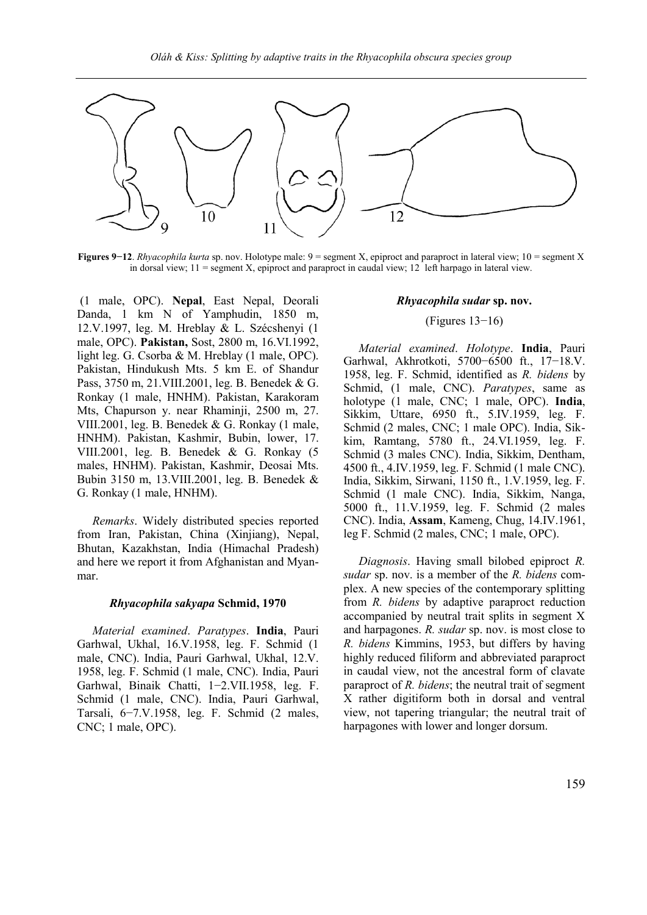**Figures 9−12**. *Rhyacophila kurta* sp. nov. Holotype male: 9 = segment X, epiproct and paraproct in lateral view; 10 = segment X in dorsal view; 11 = segment X, epiproct and paraproct in caudal view; 12 left harpago in lateral view.

(1 male, OPC). **Nepal**, East Nepal, Deorali Danda, 1 km N of Yamphudin, 1850 m, 12.V.1997, leg. M. Hreblay & L. Szécshenyi (1 male, OPC). **Pakistan,** Sost, 2800 m, 16.VI.1992, light leg. G. Csorba & M. Hreblay (1 male, OPC). Pakistan, Hindukush Mts. 5 km E. of Shandur Pass, 3750 m, 21.VIII.2001, leg. B. Benedek & G. Ronkay (1 male, HNHM). Pakistan, Karakoram Mts, Chapurson y. near Rhaminji, 2500 m, 27. VIII.2001, leg. B. Benedek & G. Ronkay (1 male, HNHM). Pakistan, Kashmir, Bubin, lower, 17. VIII.2001, leg. B. Benedek & G. Ronkay (5 males, HNHM). Pakistan, Kashmir, Deosai Mts. Bubin 3150 m, 13.VIII.2001, leg. B. Benedek & G. Ronkay (1 male, HNHM).

*Remarks*. Widely distributed species reported from Iran, Pakistan, China (Xinjiang), Nepal, Bhutan, Kazakhstan, India (Himachal Pradesh) and here we report it from Afghanistan and Myanmar.

#### *Rhyacophila sakyapa* Schmid, 1970

*Material examined*. *Paratypes*. **India**, Pauri Garhwal, Ukhal, 16.V.1958, leg. F. Schmid (1 male, CNC). India, Pauri Garhwal, Ukhal, 12.V. 1958, leg. F. Schmid (1 male, CNC). India, Pauri Garhwal, Binaik Chatti, 1−2.VII.1958, leg. F. Schmid (1 male, CNC). India, Pauri Garhwal, Tarsali, 6−7.V.1958, leg. F. Schmid (2 males, CNC; 1 male, OPC).

#### *Rhyacophila sudar* sp. nov.

(Figures 13−16)

*Material examined*. *Holotype*. **India**, Pauri Garhwal, Akhrotkoti, 5700−6500 ft., 17−18.V. 1958, leg. F. Schmid, identified as *R. bidens* by Schmid, (1 male, CNC). *Paratypes*, same as holotype (1 male, CNC; 1 male, OPC). **India**, Sikkim, Uttare, 6950 ft., 5.IV.1959, leg. F. Schmid (2 males, CNC; 1 male OPC). India, Sikkim, Ramtang, 5780 ft., 24.VI.1959, leg. F. Schmid (3 males CNC). India, Sikkim, Dentham, 4500 ft., 4.IV.1959, leg. F. Schmid (1 male CNC). India, Sikkim, Sirwani, 1150 ft., 1.V.1959, leg. F. Schmid (1 male CNC). India, Sikkim, Nanga, 5000 ft., 11.V.1959, leg. F. Schmid (2 males CNC). India, **Assam**, Kameng, Chug, 14.IV.1961, leg F. Schmid (2 males, CNC; 1 male, OPC).

*Diagnosis*. Having small bilobed epiproct *R. sudar* sp. nov. is a member of the *R. bidens* complex. A new species of the contemporary splitting from *R. bidens* by adaptive paraproct reduction accompanied by neutral trait splits in segment X and harpagones. *R. sudar* sp. nov. is most close to *R. bidens* Kimmins, 1953, but differs by having highly reduced filiform and abbreviated paraproct in caudal view, not the ancestral form of clavate paraproct of *R. bidens*; the neutral trait of segment X rather digitiform both in dorsal and ventral view, not tapering triangular; the neutral trait of harpagones with lower and longer dorsum.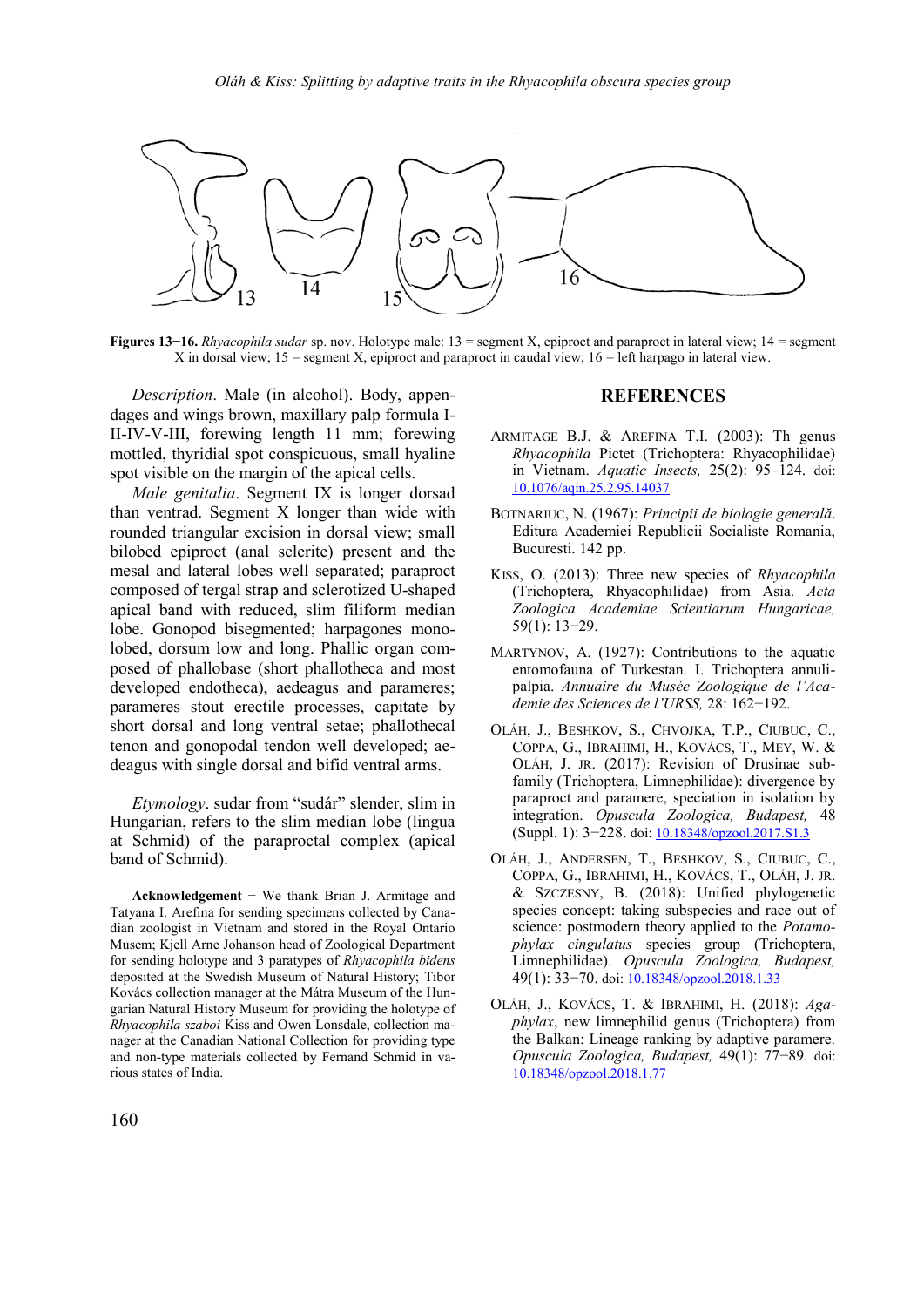**Figures 13−16.** *Rhyacophila sudar* sp. nov. Holotype male: 13 = segment X, epiproct and paraproct in lateral view; 14 = segment X in dorsal view; 15 = segment X, epiproct and paraproct in caudal view; 16 = left harpago in lateral view.

*Description*. Male (in alcohol). Body, appendages and wings brown, maxillary palp formula I-II-IV-V-III, forewing length 11 mm; forewing mottled, thyridial spot conspicuous, small hyaline spot visible on the margin of the apical cells.

*Male genitalia*. Segment IX is longer dorsad than ventrad. Segment X longer than wide with rounded triangular excision in dorsal view; small bilobed epiproct (anal sclerite) present and the mesal and lateral lobes well separated; paraproct composed of tergal strap and sclerotized U-shaped apical band with reduced, slim filiform median lobe. Gonopod bisegmented; harpagones monolobed, dorsum low and long. Phallic organ composed of phallobase (short phallotheca and most developed endotheca), aedeagus and parameres; parameres stout erectile processes, capitate by short dorsal and long ventral setae; phallothecal tenon and gonopodal tendon well developed; aedeagus with single dorsal and bifid ventral arms.

*Etymology*. sudar from "sudár" slender, slim in Hungarian, refers to the slim median lobe (lingua at Schmid) of the paraproctal complex (apical band of Schmid).

**Acknowledgement** − We thank Brian J. Armitage and Tatyana I. Arefina for sending specimens collected by Canadian zoologist in Vietnam and stored in the Royal Ontario Musem; Kjell Arne Johanson head of Zoological Department for sending holotype and 3 paratypes of *Rhyacophila bidens* deposited at the Swedish Museum of Natural History; Tibor Kovács collection manager at the Mátra Museum of the Hungarian Natural History Museum for providing the holotype of *Rhyacophila szaboi* Kiss and Owen Lonsdale, collection manager at the Canadian National Collection for providing type and non-type materials collected by Fernand Schmid in various states of India.

## REFERENCES

ARMITAGE B.J. & AREFINA T.I. (2003): Th genus *Rhyacophila* Pictet (Trichoptera: Rhyacophilidae) in Vietnam. *Aquatic Insects,* 25(2): 95–124. doi: 10.1076/aqin.25.2.95.14037

BOTNARIUC, N. (1967): *Principii de biologie generală*. Editura Academiei Republicii Socialiste Romania, Bucuresti. 142 pp.

KISS, O. (2013): Three new species of *Rhyacophila* (Trichoptera, Rhyacophilidae) from Asia. *Acta Zoologica Academiae Scientiarum Hungaricae,* 59(1): 13−29.

MARTYNOV, A. (1927): Contributions to the aquatic entomofauna of Turkestan. I. Trichoptera annulipalpia. *Annuaire du Musée Zoologique de l'Academie des Sciences de l'URSS,* 28: 162−192.

OLÁH, J., BESHKOV, S., CHVOJKA, T.P., CIUBUC, C., COPPA, G., IBRAHIMI, H., KOVÁCS, T., MEY, W. & OLÁH, J. JR. (2017): Revision of Drusinae subfamily (Trichoptera, Limnephilidae): divergence by paraproct and paramere, speciation in isolation by integration. *Opuscula Zoologica, Budapest,* 48 (Suppl. 1): 3−228. doi: 10.18348/opzool.2017.S1.3

OLÁH, J., ANDERSEN, T., BESHKOV, S., CIUBUC, C., COPPA, G., IBRAHIMI, H., KOVÁCS, T., OLÁH, J. JR. & SZCZESNY, B. (2018): Unified phylogenetic species concept: taking subspecies and race out of science: postmodern theory applied to the *Potamophylax cingulatus* species group (Trichoptera, Limnephilidae). *Opuscula Zoologica, Budapest,* 49(1): 33−70. doi: 10.18348/opzool.2018.1.33

OLÁH, J., KOVÁCS, T. & IBRAHIMI, H. (2018): *Agaphylax*, new limnephilid genus (Trichoptera) from the Balkan: Lineage ranking by adaptive paramere. *Opuscula Zoologica, Budapest,* 49(1): 77−89. doi: 10.18348/opzool.2018.1.77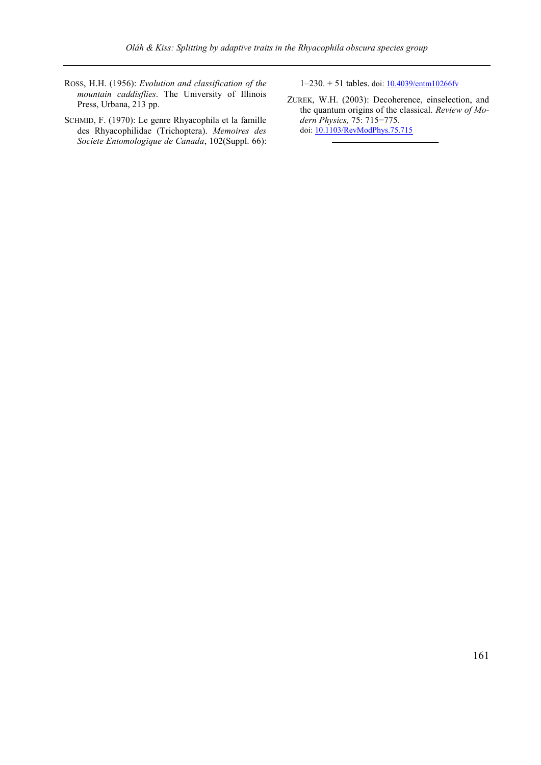ROSS, H.H. (1956): *Evolution and classification of the mountain caddisflies*. The University of Illinois Press, Urbana, 213 pp.

SCHMID, F. (1970): Le genre Rhyacophila et la famille des Rhyacophilidae (Trichoptera). *Memoires des Societe Entomologique de Canada*, 102(Suppl. 66): 1–230. + 51 tables. doi: 10.4039/entm10266fv

ZUREK, W.H. (2003): Decoherence, einselection, and the quantum origins of the classical. *Review of Modern Physics,* 75: 715–775. doi: 10.1103/RevModPhys.75.715